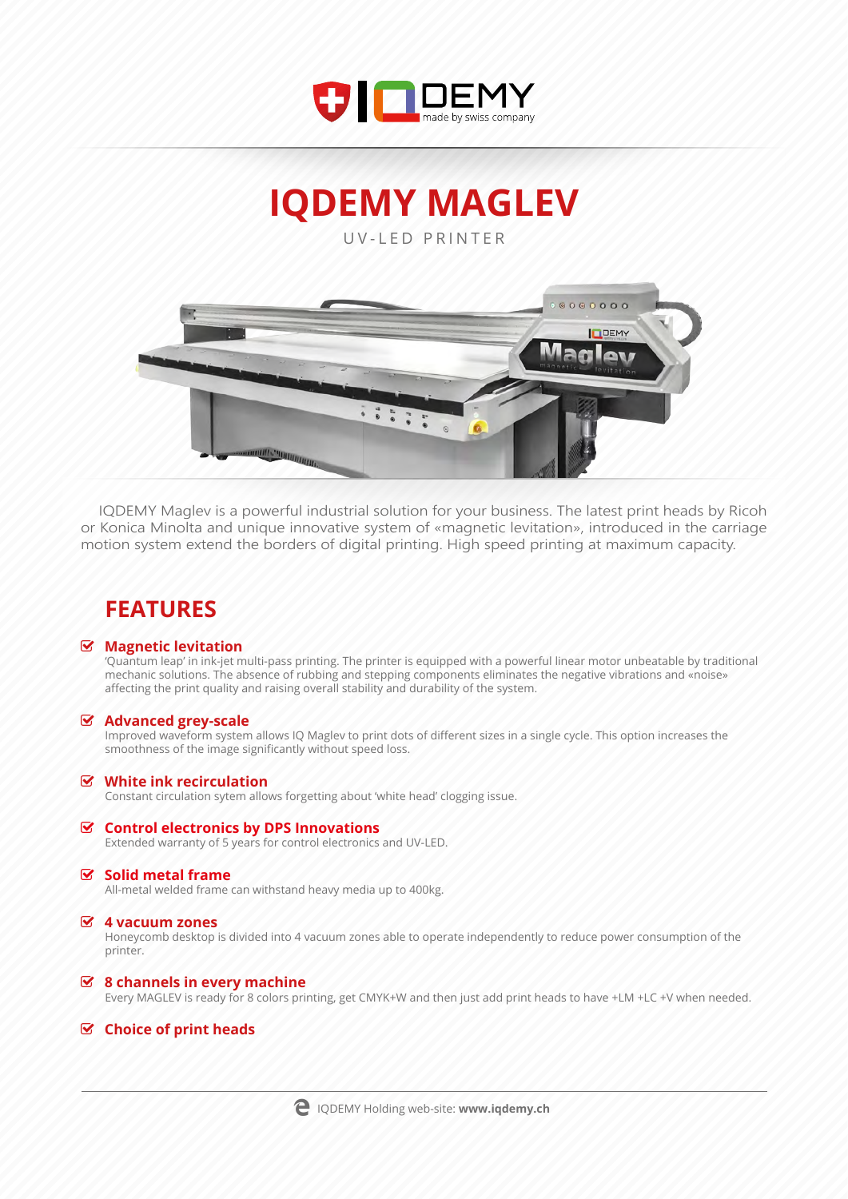# IQDEMY MAGLEV

UV-LED PRINTER

IQDEMY Maglev is a powerful industrial solution for your business. The latest print heads by Ricoh or Konica Minolta and unique innovative system of «magnetic levitation», introduced in the carriage motion system extend the borders of digital printing. High speed printing at maximum capacity.

## FEATURES

### Magnetic levitation

'Quantum leap' in ink-jet multi-pass printing. The printer is equipped with a powerful linear motor unbeatable by traditional mechanic solutions. The absence of rubbing and stepping components eliminates the negative vibrations and «noise» affecting the print quality and raising overall stability and durability of the system.

### Advanced grey-scale

Improved waveform system allows IQ Maglev to print dots of different sizes in a single cycle. This option increases the smoothness of the image significantly without speed loss.

### White ink recirculation

Constant circulation sytem allows forgetting about 'white head' clogging issue.

### Control electronics by DPS Innovations

Extended warranty of 5 years for control electronics and UV-LED.

### Solid metal frame

All-metal welded frame can withstand heavy media up to 400kg.

### 4 vacuum zones

Honeycomb desktop is divided into 4 vacuum zones able to operate independently to reduce power consumption of the printer.

### 8 channels in every machine

Every MAGLEV is ready for 8 colors printing, get CMYK+W and then just add print heads to have +LM +LC +V when needed.

### Choice of print heads

IQDEMY Holding web-site: **www.iqdemy.ch**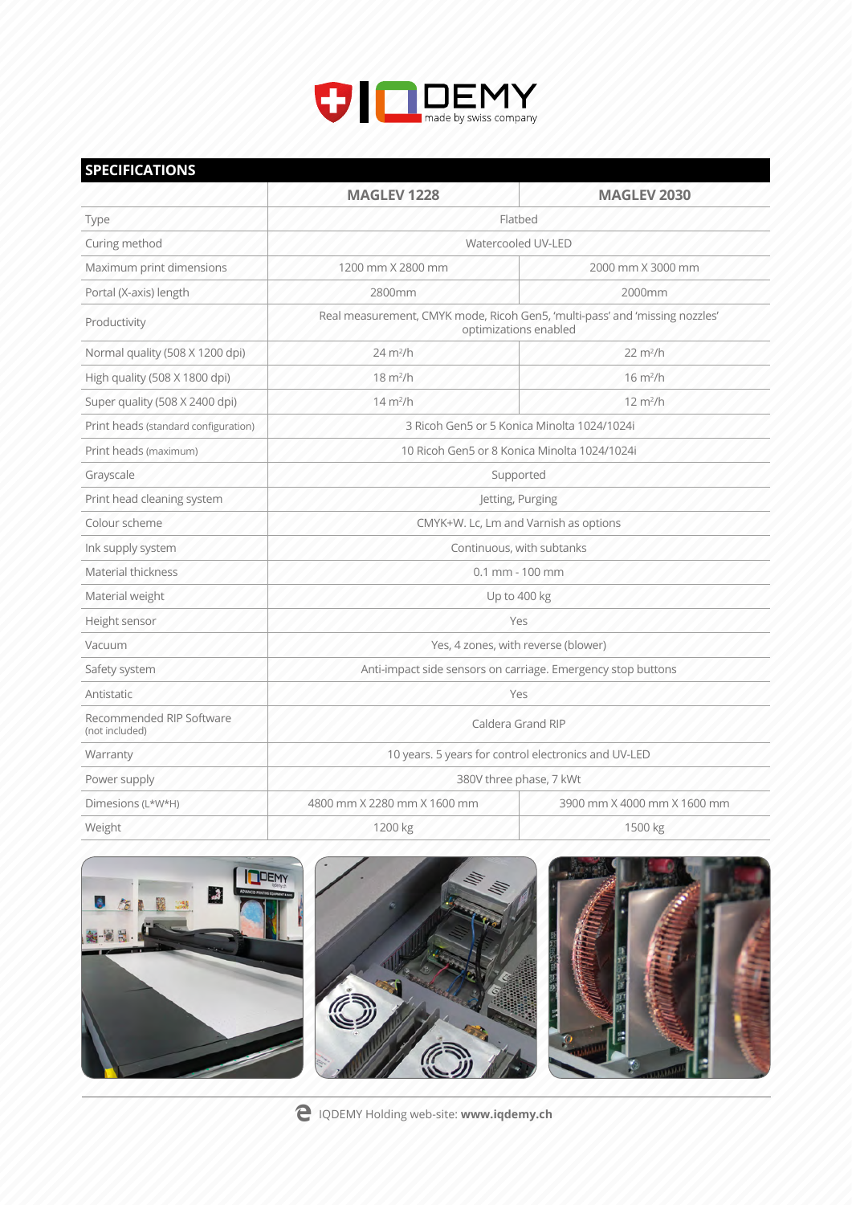## SPECIFICATIONS

| | MAGLEV 1228 | MAGLEV 2030 |
|---|---|---|
| Type | Flatbed | |
| Curing method | Watercooled UV-LED | |
| Maximum print dimensions | 1200 mm X 2800 mm | 2000 mm X 3000 mm |
| Portal (X-axis) length | 2800mm | 2000mm |
| Productivity | Real measurement, CMYK mode, Ricoh Gen5, 'multi-pass' and 'missing nozzles' optimizations enabled | |
| Normal quality (508 X 1200 dpi) | 24 m²/h | 22 m²/h |
| High quality (508 X 1800 dpi) | 18 m²/h | 16 m²/h |
| Super quality (508 X 2400 dpi) | 14 m²/h | 12 m²/h |
| Print heads (standard configuration) | 3 Ricoh Gen5 or 5 Konica Minolta 1024/1024i | |
| Print heads (maximum) | 10 Ricoh Gen5 or 8 Konica Minolta 1024/1024i | |
| Grayscale | Supported | |
| Print head cleaning system | Jetting, Purging | |
| Colour scheme | CMYK+W. Lc, Lm and Varnish as options | |
| Ink supply system | Continuous, with subtanks | |
| Material thickness | 0.1 mm - 100 mm | |
| Material weight | Up to 400 kg | |
| Height sensor | Yes | |
| Vacuum | Yes, 4 zones, with reverse (blower) | |
| Safety system | Anti-impact side sensors on carriage. Emergency stop buttons | |
| Antistatic | Yes | |
| Recommended RIP Software (not included) | Caldera Grand RIP | |
| Warranty | 10 years. 5 years for control electronics and UV-LED | |
| Power supply | 380V three phase, 7 kWt | |
| Dimesions (L\*W\*H) | 4800 mm X 2280 mm X 1600 mm | 3900 mm X 4000 mm X 1600 mm |
| Weight | 1200 kg | 1500 kg |

IQDEMY Holding web-site: **www.iqdemy.ch**